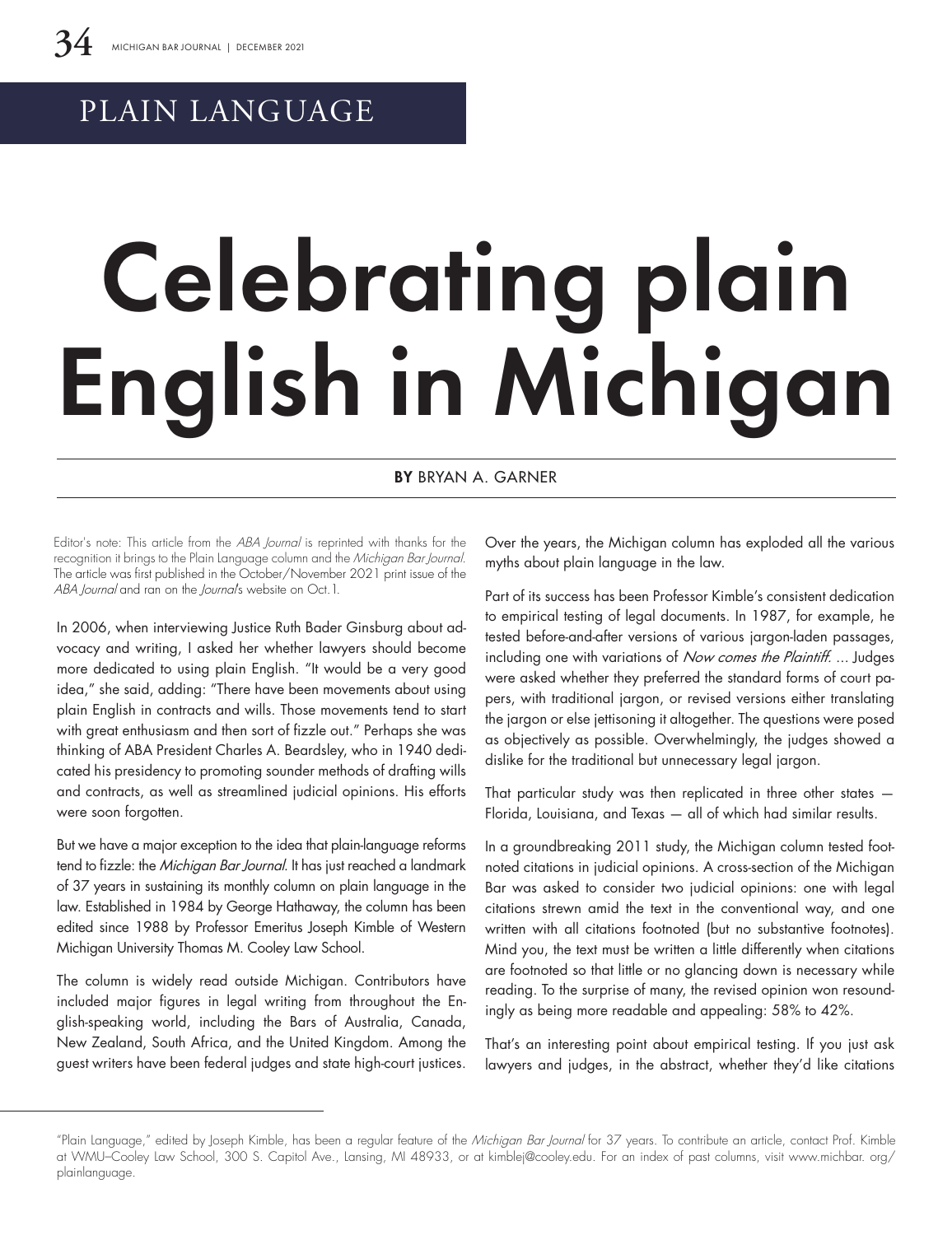PLAIN LANGUAGE

# Celebrating plain English in Michigan

**BY** BRYAN A. GARNER

Editor's note: This article from the *ABA Journal* is reprinted with thanks for the recognition it brings to the Plain Language column and the *Michigan Bar Journal*. The article was first published in the October/November 2021 print issue of the *ABA Journal* and ran on the *Journal*'s website on Oct. 1.

In 2006, when interviewing Justice Ruth Bader Ginsburg about advocacy and writing, I asked her whether lawyers should become more dedicated to using plain English. "It would be a very good idea," she said, adding: "There have been movements about using plain English in contracts and wills. Those movements tend to start with great enthusiasm and then sort of fizzle out." Perhaps she was thinking of ABA President Charles A. Beardsley, who in 1940 dedicated his presidency to promoting sounder methods of drafting wills and contracts, as well as streamlined judicial opinions. His efforts were soon forgotten.

But we have a major exception to the idea that plain-language reforms tend to fizzle: the *Michigan Bar Journal*. It has just reached a landmark of 37 years in sustaining its monthly column on plain language in the law. Established in 1984 by George Hathaway, the column has been edited since 1988 by Professor Emeritus Joseph Kimble of Western Michigan University Thomas M. Cooley Law School.

The column is widely read outside Michigan. Contributors have included major figures in legal writing from throughout the English-speaking world, including the Bars of Australia, Canada, New Zealand, South Africa, and the United Kingdom. Among the guest writers have been federal judges and state high-court justices. Over the years, the Michigan column has exploded all the various myths about plain language in the law.

Part of its success has been Professor Kimble's consistent dedication to empirical testing of legal documents. In 1987, for example, he tested before-and-after versions of various jargon-laden passages, including one with variations of *Now comes the Plaintiff.* ... Judges were asked whether they preferred the standard forms of court papers, with traditional jargon, or revised versions either translating the jargon or else jettisoning it altogether. The questions were posed as objectively as possible. Overwhelmingly, the judges showed a dislike for the traditional but unnecessary legal jargon.

That particular study was then replicated in three other states — Florida, Louisiana, and Texas — all of which had similar results.

In a groundbreaking 2011 study, the Michigan column tested footnoted citations in judicial opinions. A cross-section of the Michigan Bar was asked to consider two judicial opinions: one with legal citations strewn amid the text in the conventional way, and one written with all citations footnoted (but no substantive footnotes). Mind you, the text must be written a little differently when citations are footnoted so that little or no glancing down is necessary while reading. To the surprise of many, the revised opinion won resoundingly as being more readable and appealing: 58% to 42%.

That's an interesting point about empirical testing. If you just ask lawyers and judges, in the abstract, whether they'd like citations

---

"Plain Language," edited by Joseph Kimble, has been a regular feature of the *Michigan Bar Journal* for 37 years. To contribute an article, contact Prof. Kimble at WMU–Cooley Law School, 300 S. Capitol Ave., Lansing, MI 48933, or at kimblej@cooley.edu. For an index of past columns, visit www.michbar.org/plainlanguage.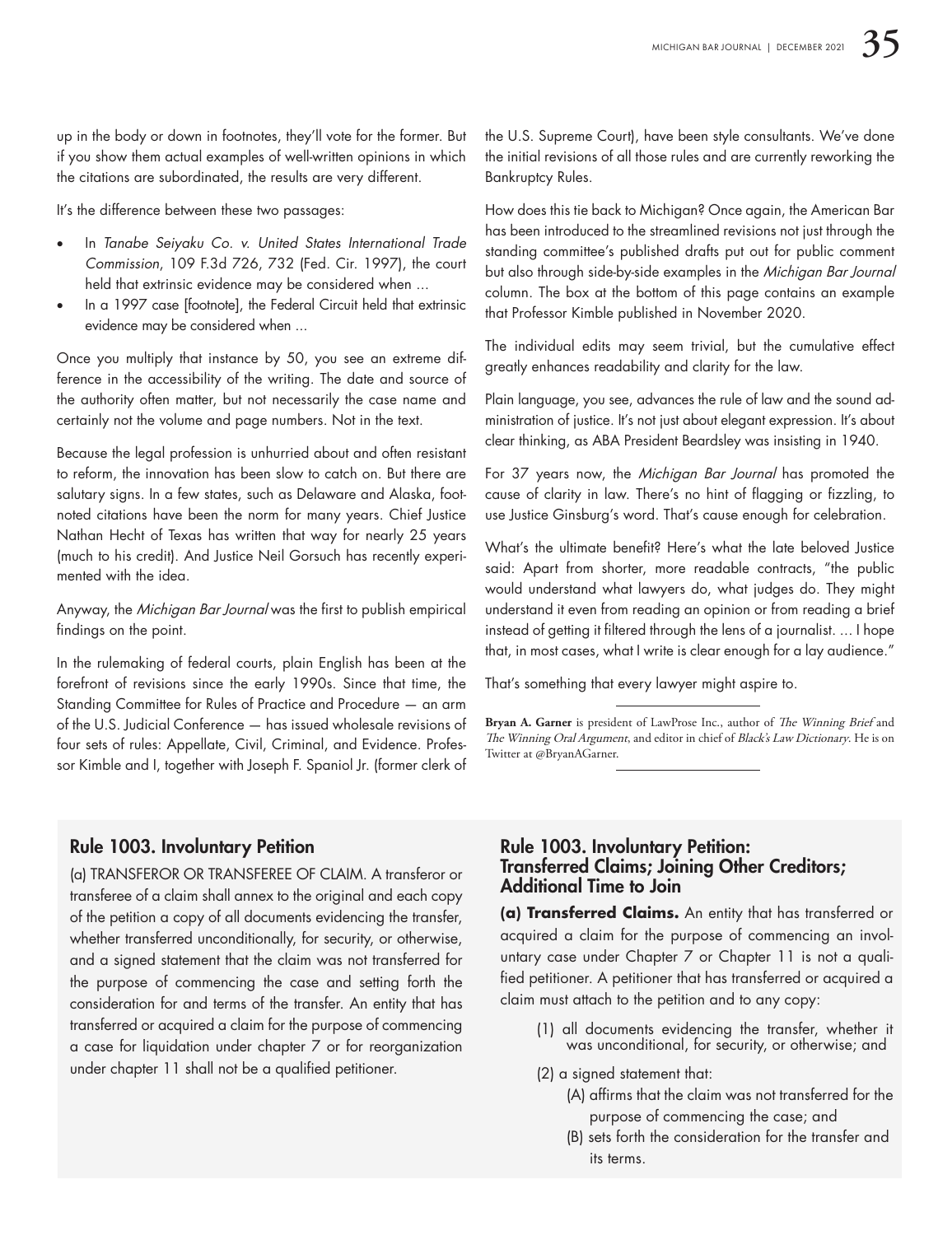up in the body or down in footnotes, they'll vote for the former. But if you show them actual examples of well-written opinions in which the citations are subordinated, the results are very different.

It's the difference between these two passages:

- In *Tanabe Seiyaku Co. v. United States International Trade Commission*, 109 F.3d 726, 732 (Fed. Cir. 1997), the court held that extrinsic evidence may be considered when ...
- In a 1997 case [footnote], the Federal Circuit held that extrinsic evidence may be considered when ...

Once you multiply that instance by 50, you see an extreme difference in the accessibility of the writing. The date and source of the authority often matter, but not necessarily the case name and certainly not the volume and page numbers. Not in the text.

Because the legal profession is unhurried about and often resistant to reform, the innovation has been slow to catch on. But there are salutary signs. In a few states, such as Delaware and Alaska, footnoted citations have been the norm for many years. Chief Justice Nathan Hecht of Texas has written that way for nearly 25 years (much to his credit). And Justice Neil Gorsuch has recently experimented with the idea.

Anyway, the *Michigan Bar Journal* was the first to publish empirical findings on the point.

In the rulemaking of federal courts, plain English has been at the forefront of revisions since the early 1990s. Since that time, the Standing Committee for Rules of Practice and Procedure — an arm of the U.S. Judicial Conference — has issued wholesale revisions of four sets of rules: Appellate, Civil, Criminal, and Evidence. Professor Kimble and I, together with Joseph F. Spaniol Jr. (former clerk of the U.S. Supreme Court), have been style consultants. We've done the initial revisions of all those rules and are currently reworking the Bankruptcy Rules.

How does this tie back to Michigan? Once again, the American Bar has been introduced to the streamlined revisions not just through the standing committee's published drafts put out for public comment but also through side-by-side examples in the *Michigan Bar Journal* column. The box at the bottom of this page contains an example that Professor Kimble published in November 2020.

The individual edits may seem trivial, but the cumulative effect greatly enhances readability and clarity for the law.

Plain language, you see, advances the rule of law and the sound administration of justice. It's not just about elegant expression. It's about clear thinking, as ABA President Beardsley was insisting in 1940.

For 37 years now, the *Michigan Bar Journal* has promoted the cause of clarity in law. There's no hint of flagging or fizzling, to use Justice Ginsburg's word. That's cause enough for celebration.

What's the ultimate benefit? Here's what the late beloved Justice said: Apart from shorter, more readable contracts, "the public would understand what lawyers do, what judges do. They might understand it even from reading an opinion or from reading a brief instead of getting it filtered through the lens of a journalist. ... I hope that, in most cases, what I write is clear enough for a lay audience."

That's something that every lawyer might aspire to.

---

**Bryan A. Garner** is president of LawProse Inc., author of *The Winning Brief* and *The Winning Oral Argument*, and editor in chief of *Black's Law Dictionary*. He is on Twitter at @BryanAGarner.

---

### Rule 1003. Involuntary Petition

(a) TRANSFEROR OR TRANSFEREE OF CLAIM. A transferor or transferee of a claim shall annex to the original and each copy of the petition a copy of all documents evidencing the transfer, whether transferred unconditionally, for security, or otherwise, and a signed statement that the claim was not transferred for the purpose of commencing the case and setting forth the consideration for and terms of the transfer. An entity that has transferred or acquired a claim for the purpose of commencing a case for liquidation under chapter 7 or for reorganization under chapter 11 shall not be a qualified petitioner.

### Rule 1003. Involuntary Petition: Transferred Claims; Joining Other Creditors; Additional Time to Join

**(a) Transferred Claims.** An entity that has transferred or acquired a claim for the purpose of commencing an involuntary case under Chapter 7 or Chapter 11 is not a qualified petitioner. A petitioner that has transferred or acquired a claim must attach to the petition and to any copy:

(1) all documents evidencing the transfer, whether it was unconditional, for security, or otherwise; and

(2) a signed statement that:

(A) affirms that the claim was not transferred for the purpose of commencing the case; and

(B) sets forth the consideration for the transfer and its terms.